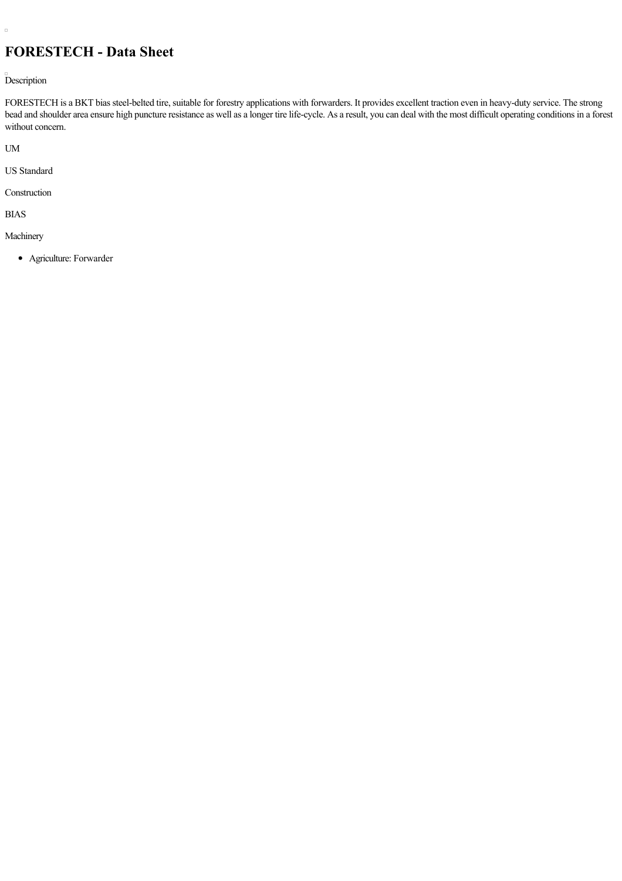# FORESTECH - Data Sheet

Description

FORESTECH is a BKT bias steel-belted tire, suitable for forestry applications with forwarders. It provides excellent traction even in heavy-duty service. The strong bead and shoulder area ensure high puncture resistance as well as a longer tire life-cycle. As a result, you can deal with the most difficult operating conditions in a forest without concern.

UM

US Standard

Construction

BIAS

Machinery

- Agriculture: Forwarder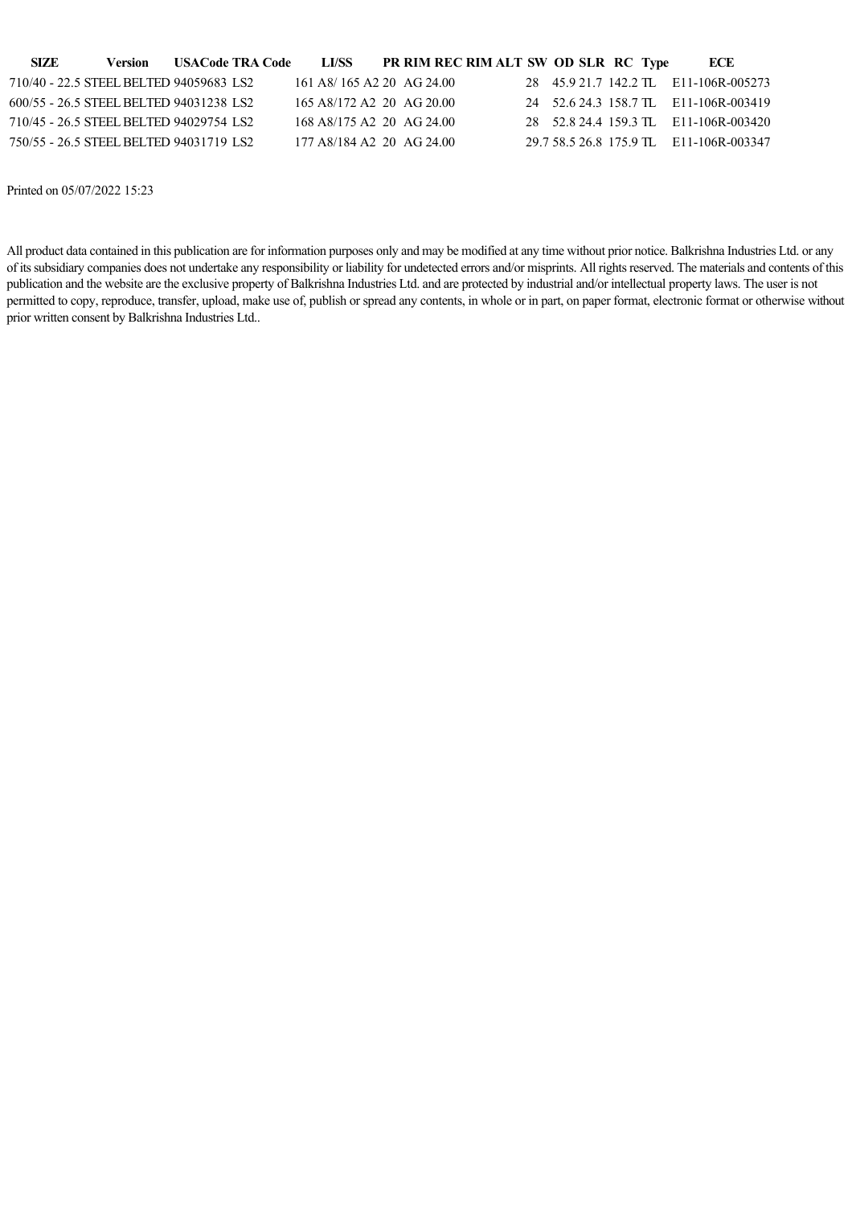| SIZE | Version | USACode | TRA Code | LI/SS | PR | RIM REC | RIM ALT | SW | OD | SLR | RC | Type | ECE |
|---|---|---|---|---|---|---|---|---|---|---|---|---|---|
| 710/40 - 22.5 | STEEL BELTED | 94059683 | LS2 | 161 A8/ 165 A2 | 20 | AG 24.00 | | 28 | 45.9 | 21.7 | 142.2 | TL | E11-106R-005273 |
| 600/55 - 26.5 | STEEL BELTED | 94031238 | LS2 | 165 A8/172 A2 | 20 | AG 20.00 | | 24 | 52.6 | 24.3 | 158.7 | TL | E11-106R-003419 |
| 710/45 - 26.5 | STEEL BELTED | 94029754 | LS2 | 168 A8/175 A2 | 20 | AG 24.00 | | 28 | 52.8 | 24.4 | 159.3 | TL | E11-106R-003420 |
| 750/55 - 26.5 | STEEL BELTED | 94031719 | LS2 | 177 A8/184 A2 | 20 | AG 24.00 | | 29.7 | 58.5 | 26.8 | 175.9 | TL | E11-106R-003347 |

Printed on 05/07/2022 15:23

All product data contained in this publication are for information purposes only and may be modified at any time without prior notice. Balkrishna Industries Ltd. or any of its subsidiary companies does not undertake any responsibility or liability for undetected errors and/or misprints. All rights reserved. The materials and contents of this publication and the website are the exclusive property of Balkrishna Industries Ltd. and are protected by industrial and/or intellectual property laws. The user is not permitted to copy, reproduce, transfer, upload, make use of, publish or spread any contents, in whole or in part, on paper format, electronic format or otherwise without prior written consent by Balkrishna Industries Ltd..